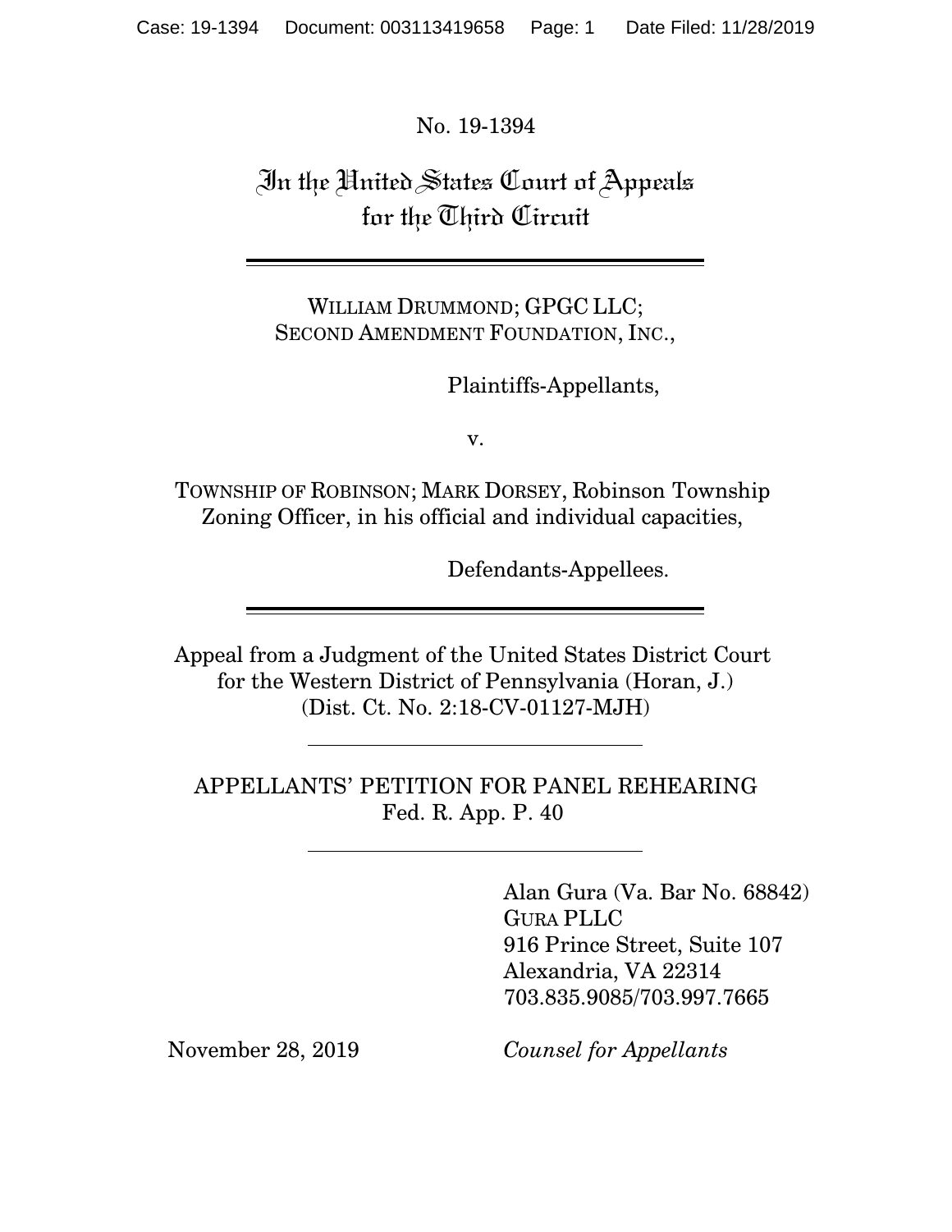No. 19-1394

# In the United States Court of Appeals for the Third Circuit

---

WILLIAM DRUMMOND; GPGC LLC;
SECOND AMENDMENT FOUNDATION, INC.,

Plaintiffs-Appellants,

v.

TOWNSHIP OF ROBINSON; MARK DORSEY, Robinson Township Zoning Officer, in his official and individual capacities,

Defendants-Appellees.

---

Appeal from a Judgment of the United States District Court for the Western District of Pennsylvania (Horan, J.)
(Dist. Ct. No. 2:18-CV-01127-MJH)

---

APPELLANTS' PETITION FOR PANEL REHEARING
Fed. R. App. P. 40

---

Alan Gura (Va. Bar No. 68842)
GURA PLLC
916 Prince Street, Suite 107
Alexandria, VA 22314
703.835.9085/703.997.7665

November 28, 2019

*Counsel for Appellants*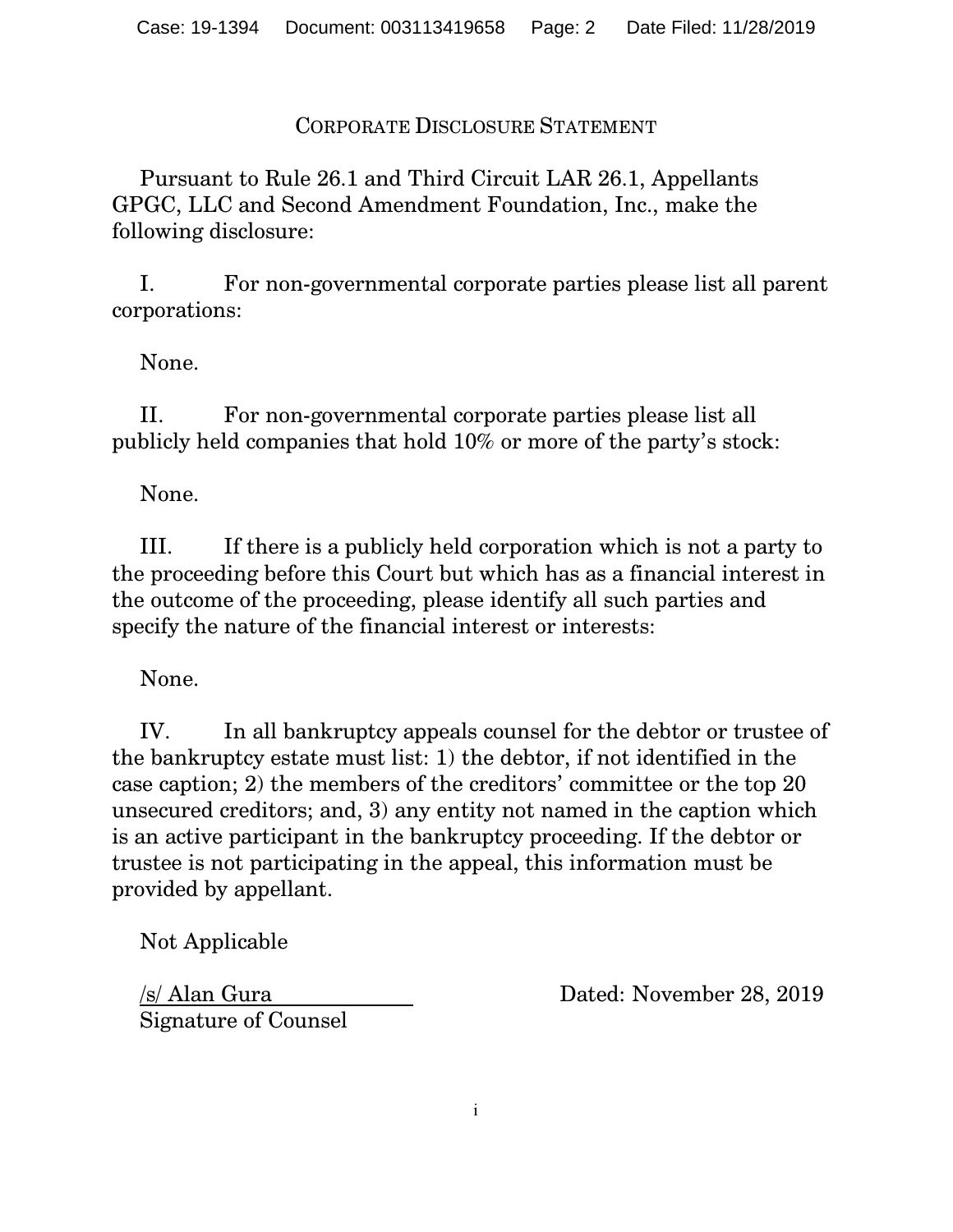# Corporate Disclosure Statement

Pursuant to Rule 26.1 and Third Circuit LAR 26.1, Appellants GPGC, LLC and Second Amendment Foundation, Inc., make the following disclosure:

I. For non-governmental corporate parties please list all parent corporations:

None.

II. For non-governmental corporate parties please list all publicly held companies that hold 10% or more of the party's stock:

None.

III. If there is a publicly held corporation which is not a party to the proceeding before this Court but which has as a financial interest in the outcome of the proceeding, please identify all such parties and specify the nature of the financial interest or interests:

None.

IV. In all bankruptcy appeals counsel for the debtor or trustee of the bankruptcy estate must list: 1) the debtor, if not identified in the case caption; 2) the members of the creditors' committee or the top 20 unsecured creditors; and, 3) any entity not named in the caption which is an active participant in the bankruptcy proceeding. If the debtor or trustee is not participating in the appeal, this information must be provided by appellant.

Not Applicable

/s/ Alan Gura
Signature of Counsel

Dated: November 28, 2019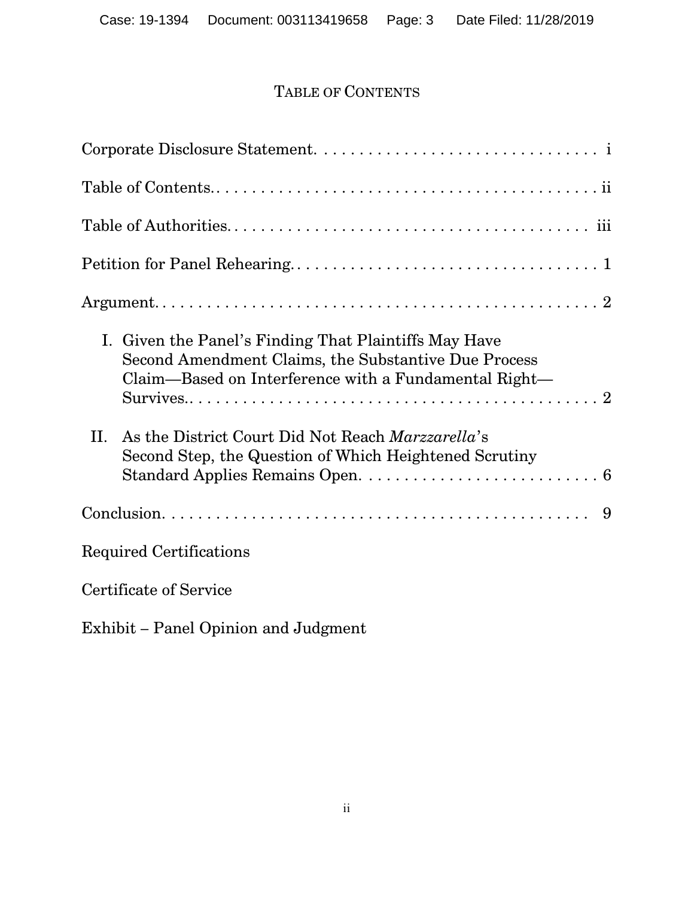# Table of Contents

Corporate Disclosure Statement. . . . . . . . . . . . . . . . . . . . . . . . . . . . . . . i

Table of Contents. . . . . . . . . . . . . . . . . . . . . . . . . . . . . . . . . . . . . . . . . . . ii

Table of Authorities. . . . . . . . . . . . . . . . . . . . . . . . . . . . . . . . . . . . . . . . iii

Petition for Panel Rehearing. . . . . . . . . . . . . . . . . . . . . . . . . . . . . . . . . . 1

Argument. . . . . . . . . . . . . . . . . . . . . . . . . . . . . . . . . . . . . . . . . . . . . . . 2

I. Given the Panel's Finding That Plaintiffs May Have Second Amendment Claims, the Substantive Due Process Claim—Based on Interference with a Fundamental Right—Survives. . . . . . . . . . . . . . . . . . . . . . . . . . . . . . . . . . . . . . . . . . . . . 2

II. As the District Court Did Not Reach *Marzzarella*'s Second Step, the Question of Which Heightened Scrutiny Standard Applies Remains Open. . . . . . . . . . . . . . . . . . . . . . . . . . 6

Conclusion. . . . . . . . . . . . . . . . . . . . . . . . . . . . . . . . . . . . . . . . . . . . . . 9

Required Certifications

Certificate of Service

Exhibit – Panel Opinion and Judgment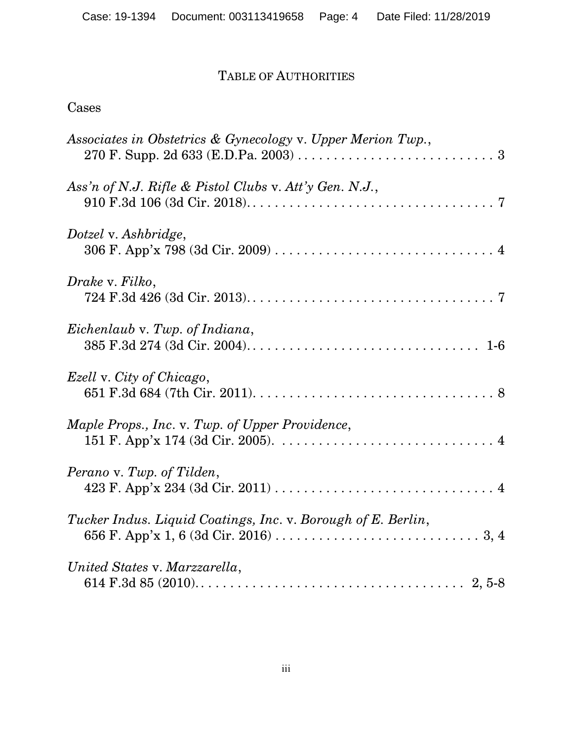# TABLE OF AUTHORITIES

## Cases

*Associates in Obstetrics & Gynecology* v. *Upper Merion Twp.*,
270 F. Supp. 2d 633 (E.D.Pa. 2003) . . . . . . . . . . . . . . . . . . . . . . . . . . 3

*Ass'n of N.J. Rifle & Pistol Clubs* v. *Att'y Gen. N.J.*,
910 F.3d 106 (3d Cir. 2018). . . . . . . . . . . . . . . . . . . . . . . . . . . . . . . . . 7

*Dotzel* v. *Ashbridge*,
306 F. App'x 798 (3d Cir. 2009) . . . . . . . . . . . . . . . . . . . . . . . . . . . . . 4

*Drake* v. *Filko*,
724 F.3d 426 (3d Cir. 2013). . . . . . . . . . . . . . . . . . . . . . . . . . . . . . . . . 7

*Eichenlaub* v. *Twp. of Indiana*,
385 F.3d 274 (3d Cir. 2004). . . . . . . . . . . . . . . . . . . . . . . . . . . . . . . 1-6

*Ezell* v. *City of Chicago*,
651 F.3d 684 (7th Cir. 2011). . . . . . . . . . . . . . . . . . . . . . . . . . . . . . . . 8

*Maple Props., Inc*. v. *Twp. of Upper Providence*,
151 F. App'x 174 (3d Cir. 2005). . . . . . . . . . . . . . . . . . . . . . . . . . . . . 4

*Perano* v. *Twp. of Tilden*,
423 F. App'x 234 (3d Cir. 2011) . . . . . . . . . . . . . . . . . . . . . . . . . . . . . 4

*Tucker Indus. Liquid Coatings, Inc*. v. *Borough of E. Berlin*,
656 F. App'x 1, 6 (3d Cir. 2016) . . . . . . . . . . . . . . . . . . . . . . . . . . . 3, 4

*United States* v. *Marzzarella*,
614 F.3d 85 (2010). . . . . . . . . . . . . . . . . . . . . . . . . . . . . . . . . . . 2, 5-8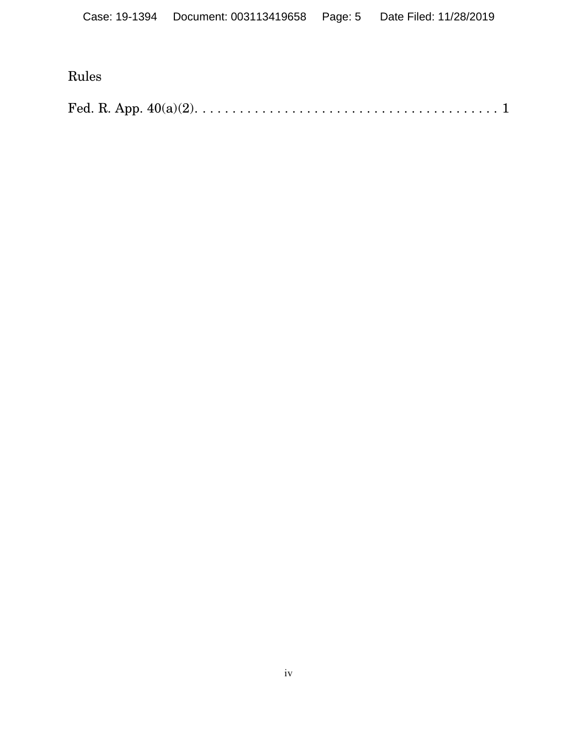Rules

Fed. R. App. 40(a)(2). . . . . . . . . . . . . . . . . . . . . . . . . . . . . . . . . . . . . . . . 1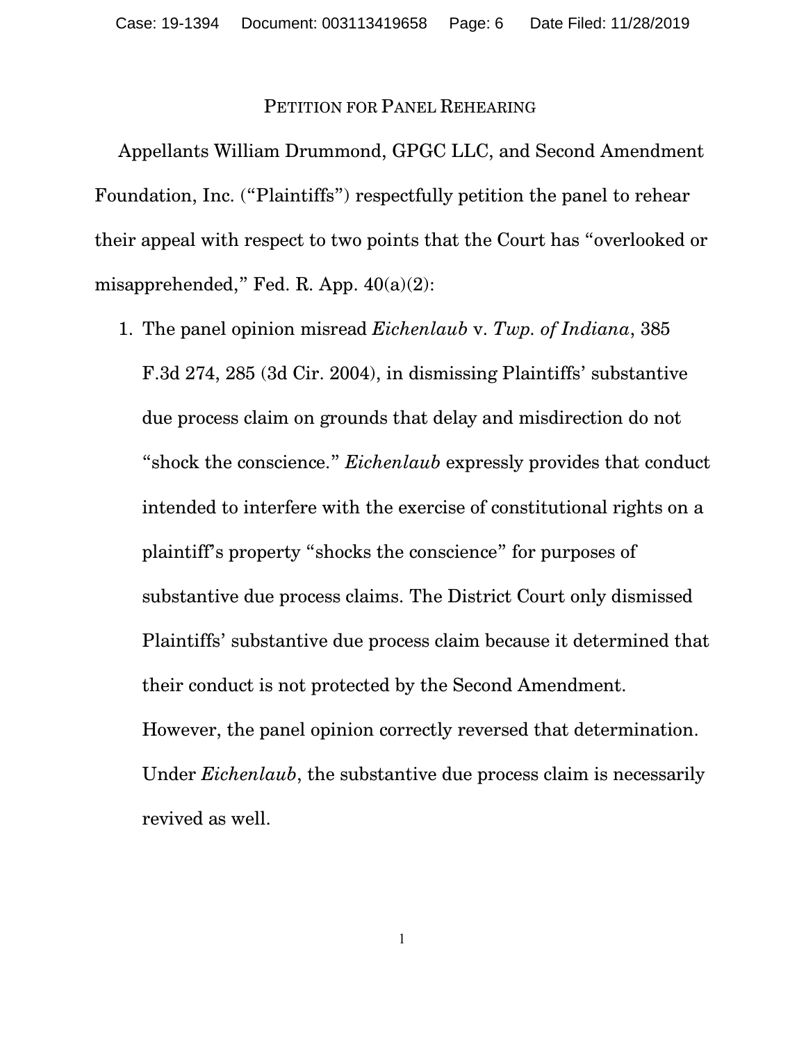## Petition for Panel Rehearing

Appellants William Drummond, GPGC LLC, and Second Amendment Foundation, Inc. ("Plaintiffs") respectfully petition the panel to rehear their appeal with respect to two points that the Court has "overlooked or misapprehended," Fed. R. App. 40(a)(2):

1. The panel opinion misread *Eichenlaub* v. *Twp. of Indiana*, 385 F.3d 274, 285 (3d Cir. 2004), in dismissing Plaintiffs' substantive due process claim on grounds that delay and misdirection do not "shock the conscience." *Eichenlaub* expressly provides that conduct intended to interfere with the exercise of constitutional rights on a plaintiff's property "shocks the conscience" for purposes of substantive due process claims. The District Court only dismissed Plaintiffs' substantive due process claim because it determined that their conduct is not protected by the Second Amendment. However, the panel opinion correctly reversed that determination. Under *Eichenlaub*, the substantive due process claim is necessarily revived as well.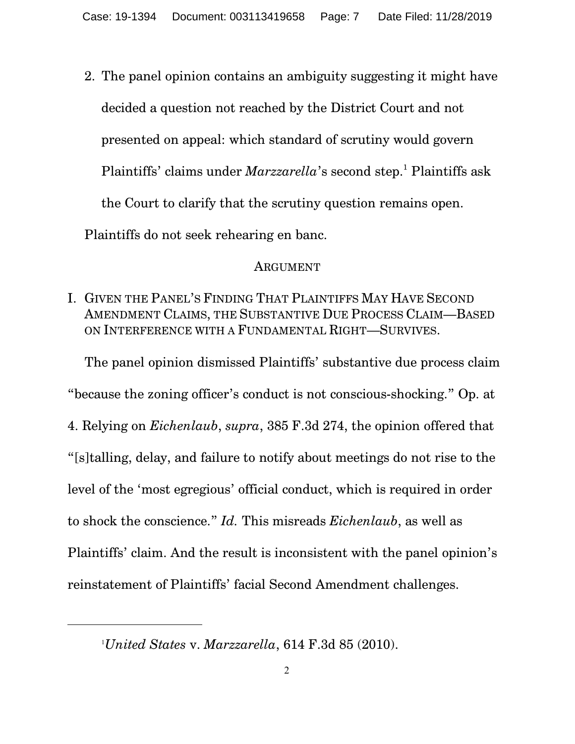2. The panel opinion contains an ambiguity suggesting it might have decided a question not reached by the District Court and not presented on appeal: which standard of scrutiny would govern Plaintiffs' claims under *Marzzarella*'s second step.[1] Plaintiffs ask the Court to clarify that the scrutiny question remains open.

Plaintiffs do not seek rehearing en banc.

## ARGUMENT

### I. GIVEN THE PANEL'S FINDING THAT PLAINTIFFS MAY HAVE SECOND AMENDMENT CLAIMS, THE SUBSTANTIVE DUE PROCESS CLAIM—BASED ON INTERFERENCE WITH A FUNDAMENTAL RIGHT—SURVIVES.

The panel opinion dismissed Plaintiffs' substantive due process claim "because the zoning officer's conduct is not conscious-shocking." Op. at 4. Relying on *Eichenlaub*, *supra*, 385 F.3d 274, the opinion offered that "[s]talling, delay, and failure to notify about meetings do not rise to the level of the 'most egregious' official conduct, which is required in order to shock the conscience." *Id.* This misreads *Eichenlaub*, as well as Plaintiffs' claim. And the result is inconsistent with the panel opinion's reinstatement of Plaintiffs' facial Second Amendment challenges.

---

[1] *United States* v. *Marzzarella*, 614 F.3d 85 (2010).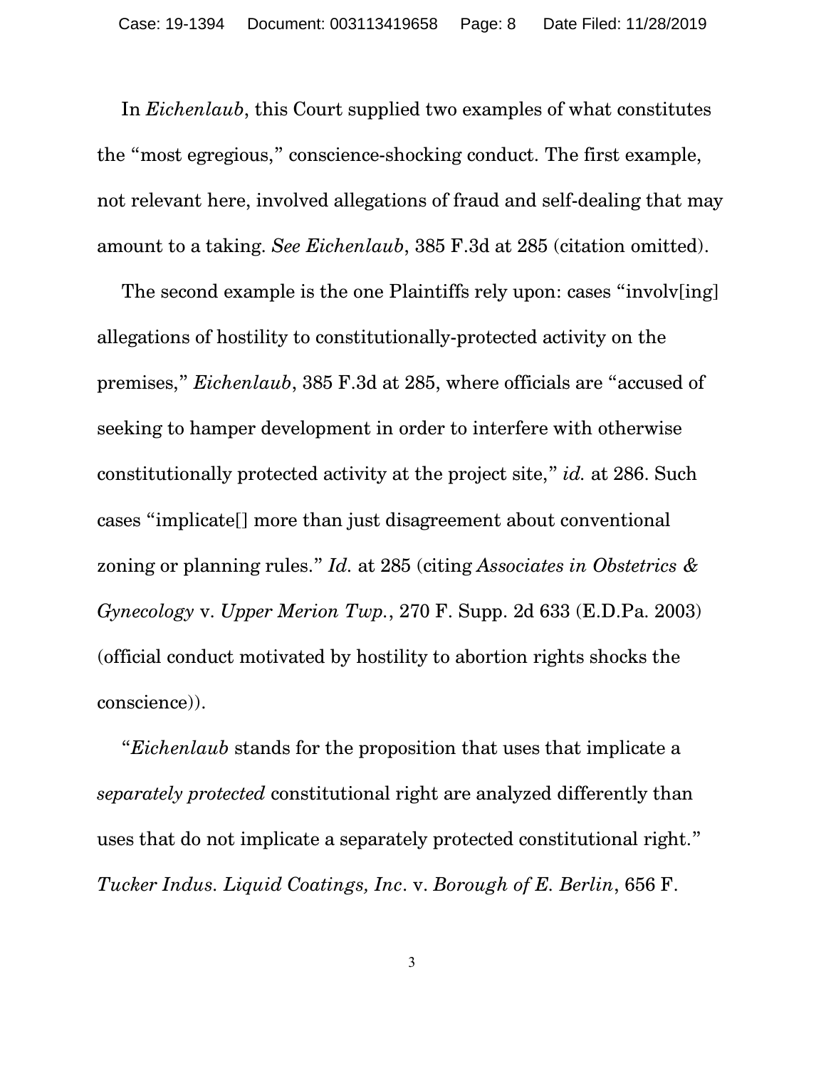In *Eichenlaub*, this Court supplied two examples of what constitutes the "most egregious," conscience-shocking conduct. The first example, not relevant here, involved allegations of fraud and self-dealing that may amount to a taking. *See Eichenlaub*, 385 F.3d at 285 (citation omitted).

The second example is the one Plaintiffs rely upon: cases "involv[ing] allegations of hostility to constitutionally-protected activity on the premises," *Eichenlaub*, 385 F.3d at 285, where officials are "accused of seeking to hamper development in order to interfere with otherwise constitutionally protected activity at the project site," *id.* at 286. Such cases "implicate[] more than just disagreement about conventional zoning or planning rules." *Id.* at 285 (citing *Associates in Obstetrics & Gynecology* v. *Upper Merion Twp.*, 270 F. Supp. 2d 633 (E.D.Pa. 2003) (official conduct motivated by hostility to abortion rights shocks the conscience)).

"*Eichenlaub* stands for the proposition that uses that implicate a *separately protected* constitutional right are analyzed differently than uses that do not implicate a separately protected constitutional right." *Tucker Indus. Liquid Coatings, Inc*. v. *Borough of E. Berlin*, 656 F.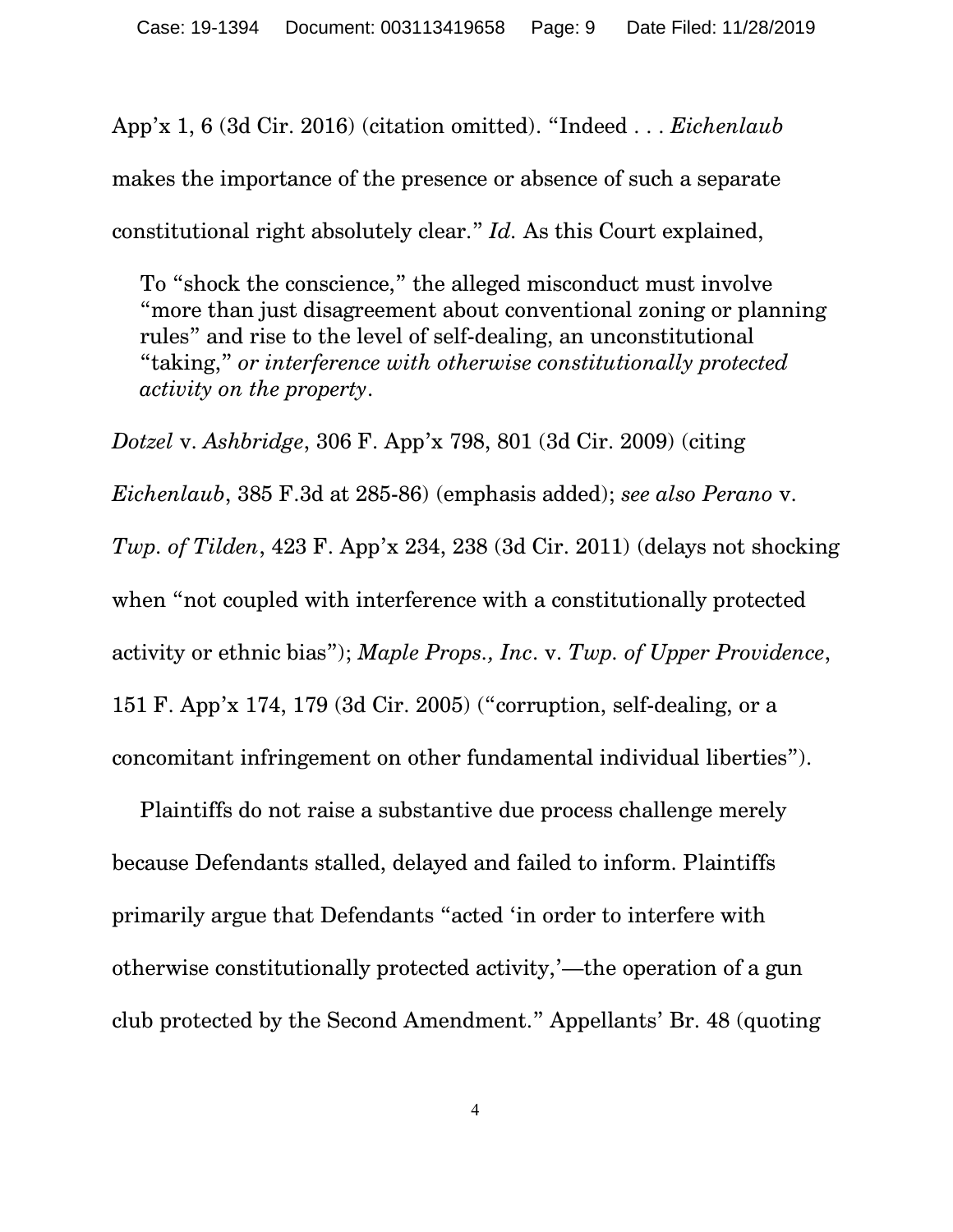App'x 1, 6 (3d Cir. 2016) (citation omitted). "Indeed . . . *Eichenlaub* makes the importance of the presence or absence of such a separate constitutional right absolutely clear." *Id.* As this Court explained,

> To "shock the conscience," the alleged misconduct must involve "more than just disagreement about conventional zoning or planning rules" and rise to the level of self-dealing, an unconstitutional "taking," *or interference with otherwise constitutionally protected activity on the property*.

*Dotzel* v. *Ashbridge*, 306 F. App'x 798, 801 (3d Cir. 2009) (citing *Eichenlaub*, 385 F.3d at 285-86) (emphasis added); *see also Perano* v. *Twp. of Tilden*, 423 F. App'x 234, 238 (3d Cir. 2011) (delays not shocking when "not coupled with interference with a constitutionally protected activity or ethnic bias"); *Maple Props., Inc.* v. *Twp. of Upper Providence*, 151 F. App'x 174, 179 (3d Cir. 2005) ("corruption, self-dealing, or a concomitant infringement on other fundamental individual liberties").

Plaintiffs do not raise a substantive due process challenge merely because Defendants stalled, delayed and failed to inform. Plaintiffs primarily argue that Defendants "acted 'in order to interfere with otherwise constitutionally protected activity,'—the operation of a gun club protected by the Second Amendment." Appellants' Br. 48 (quoting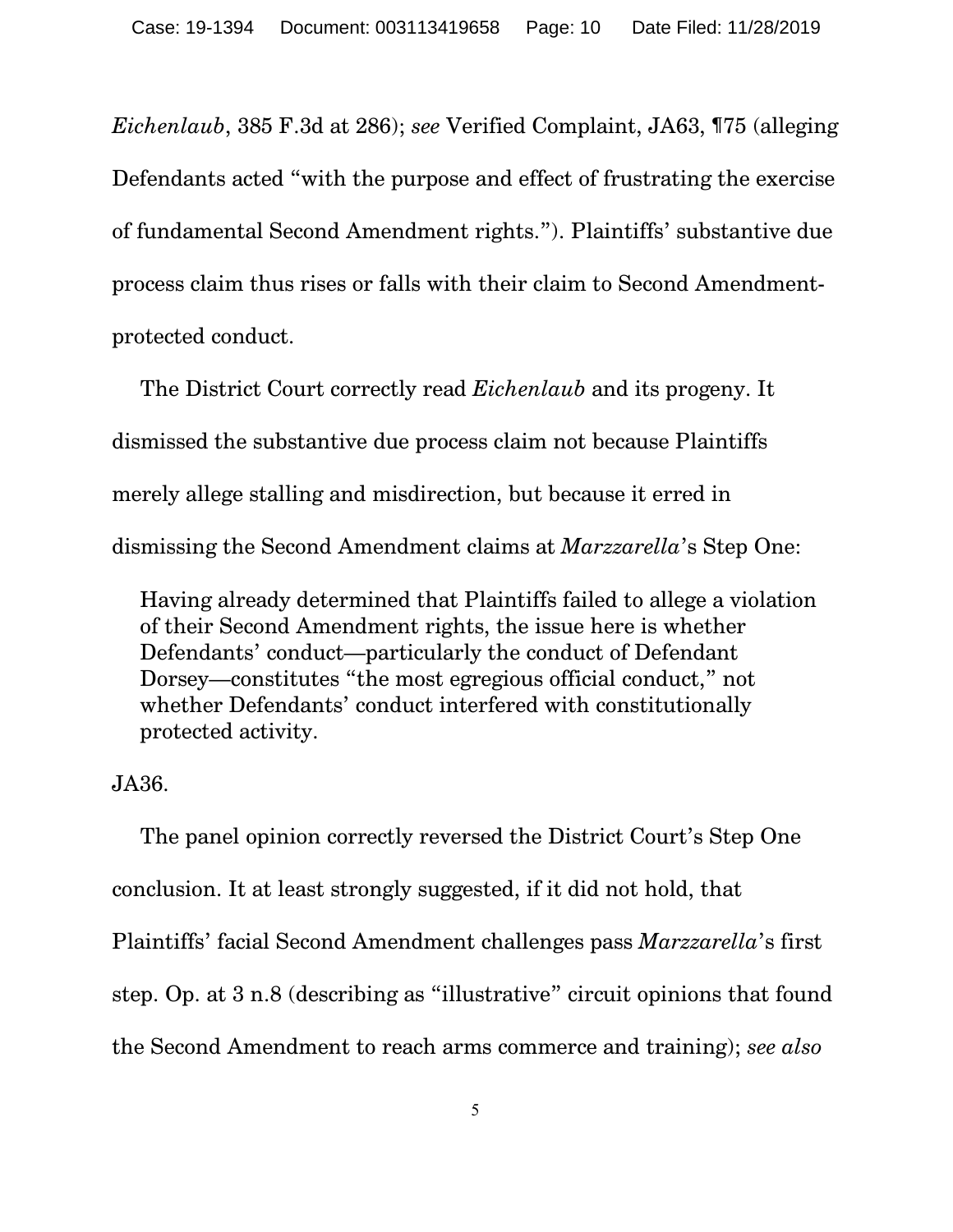*Eichenlaub*, 385 F.3d at 286); *see* Verified Complaint, JA63, ¶75 (alleging Defendants acted "with the purpose and effect of frustrating the exercise of fundamental Second Amendment rights."). Plaintiffs' substantive due process claim thus rises or falls with their claim to Second Amendment-protected conduct.

The District Court correctly read *Eichenlaub* and its progeny. It dismissed the substantive due process claim not because Plaintiffs merely allege stalling and misdirection, but because it erred in dismissing the Second Amendment claims at *Marzzarella*'s Step One:

> Having already determined that Plaintiffs failed to allege a violation of their Second Amendment rights, the issue here is whether Defendants' conduct—particularly the conduct of Defendant Dorsey—constitutes "the most egregious official conduct," not whether Defendants' conduct interfered with constitutionally protected activity.

JA36.

The panel opinion correctly reversed the District Court's Step One conclusion. It at least strongly suggested, if it did not hold, that Plaintiffs' facial Second Amendment challenges pass *Marzzarella*'s first step. Op. at 3 n.8 (describing as "illustrative" circuit opinions that found the Second Amendment to reach arms commerce and training); *see also*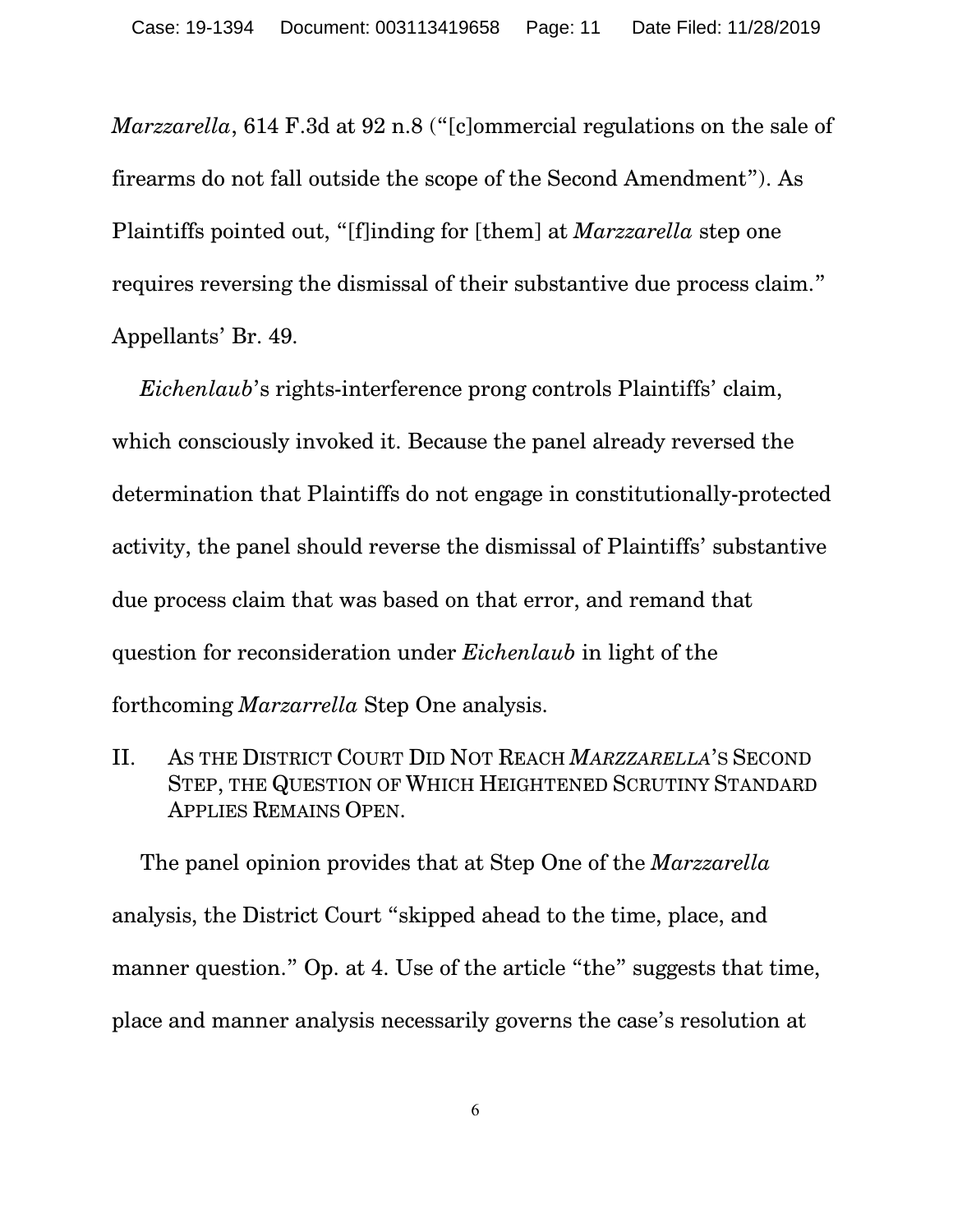*Marzzarella*, 614 F.3d at 92 n.8 ("[c]ommercial regulations on the sale of firearms do not fall outside the scope of the Second Amendment"). As Plaintiffs pointed out, "[f]inding for [them] at *Marzzarella* step one requires reversing the dismissal of their substantive due process claim." Appellants' Br. 49.

*Eichenlaub*'s rights-interference prong controls Plaintiffs' claim, which consciously invoked it. Because the panel already reversed the determination that Plaintiffs do not engage in constitutionally-protected activity, the panel should reverse the dismissal of Plaintiffs' substantive due process claim that was based on that error, and remand that question for reconsideration under *Eichenlaub* in light of the forthcoming *Marzarrella* Step One analysis.

## II. As the District Court Did Not Reach *Marzzarella*'s Second Step, the Question of Which Heightened Scrutiny Standard Applies Remains Open.

The panel opinion provides that at Step One of the *Marzzarella* analysis, the District Court "skipped ahead to the time, place, and manner question." Op. at 4. Use of the article "the" suggests that time, place and manner analysis necessarily governs the case's resolution at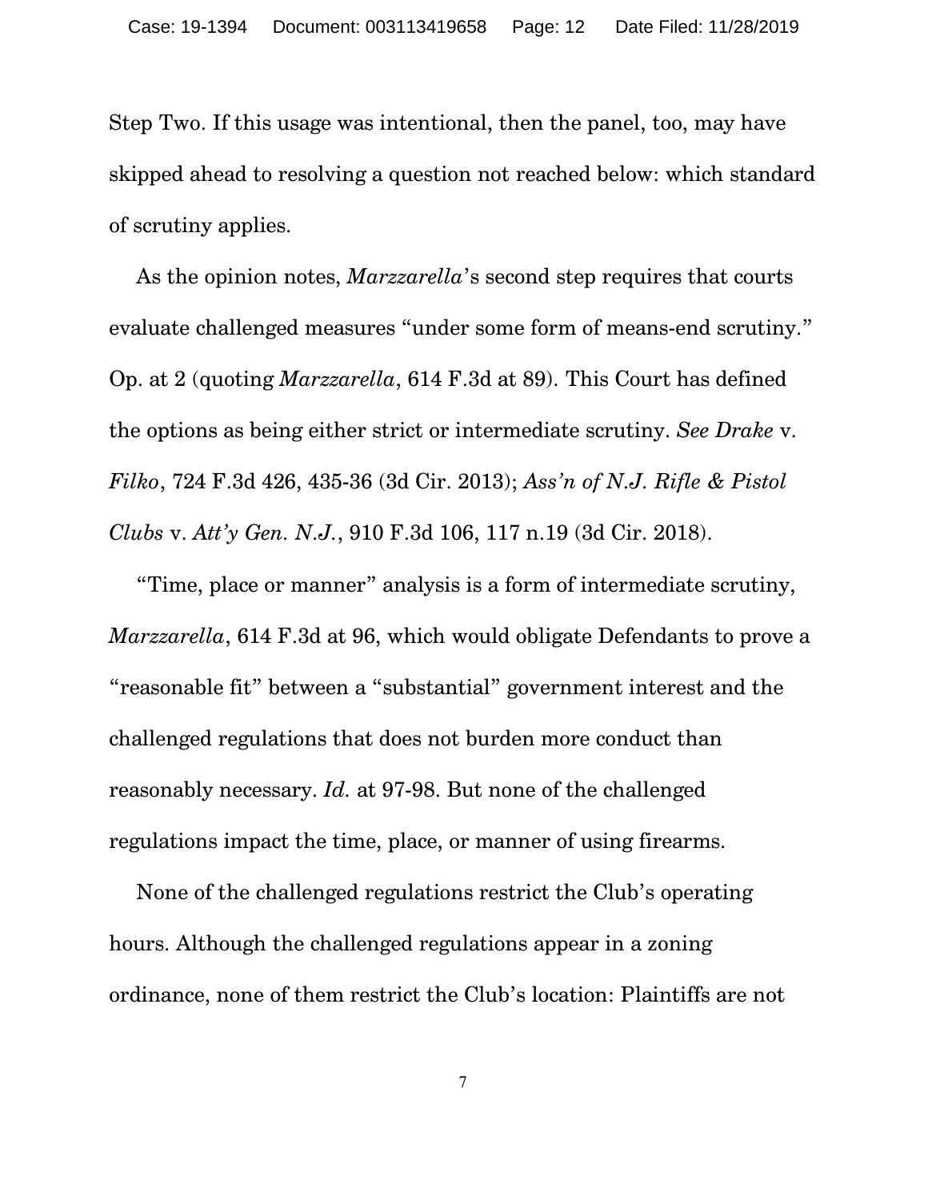Step Two. If this usage was intentional, then the panel, too, may have skipped ahead to resolving a question not reached below: which standard of scrutiny applies.

As the opinion notes, *Marzzarella*'s second step requires that courts evaluate challenged measures "under some form of means-end scrutiny." Op. at 2 (quoting *Marzzarella*, 614 F.3d at 89). This Court has defined the options as being either strict or intermediate scrutiny. *See Drake* v. *Filko*, 724 F.3d 426, 435-36 (3d Cir. 2013); *Ass'n of N.J. Rifle & Pistol Clubs* v. *Att'y Gen. N.J.*, 910 F.3d 106, 117 n.19 (3d Cir. 2018).

"Time, place or manner" analysis is a form of intermediate scrutiny, *Marzzarella*, 614 F.3d at 96, which would obligate Defendants to prove a "reasonable fit" between a "substantial" government interest and the challenged regulations that does not burden more conduct than reasonably necessary. *Id.* at 97-98. But none of the challenged regulations impact the time, place, or manner of using firearms.

None of the challenged regulations restrict the Club's operating hours. Although the challenged regulations appear in a zoning ordinance, none of them restrict the Club's location: Plaintiffs are not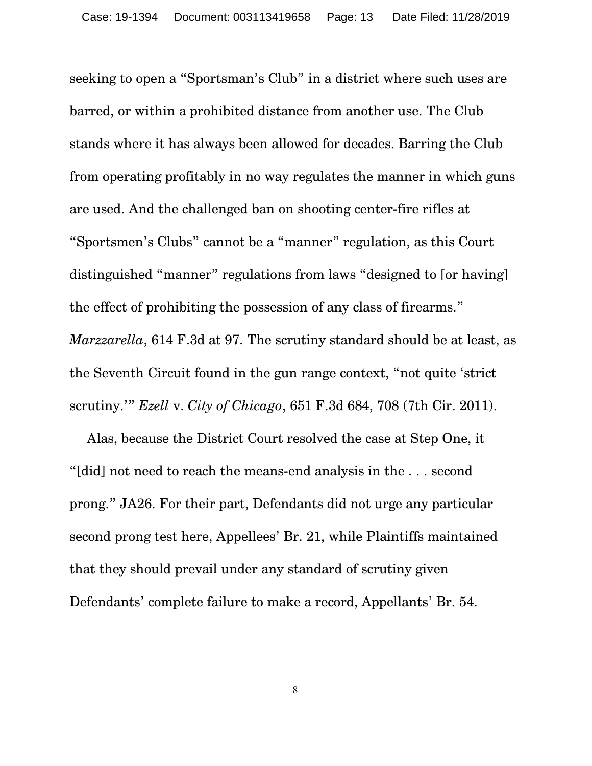seeking to open a "Sportsman's Club" in a district where such uses are barred, or within a prohibited distance from another use. The Club stands where it has always been allowed for decades. Barring the Club from operating profitably in no way regulates the manner in which guns are used. And the challenged ban on shooting center-fire rifles at "Sportsmen's Clubs" cannot be a "manner" regulation, as this Court distinguished "manner" regulations from laws "designed to [or having] the effect of prohibiting the possession of any class of firearms." *Marzzarella*, 614 F.3d at 97. The scrutiny standard should be at least, as the Seventh Circuit found in the gun range context, "not quite 'strict scrutiny.'" *Ezell* v. *City of Chicago*, 651 F.3d 684, 708 (7th Cir. 2011).

Alas, because the District Court resolved the case at Step One, it "[did] not need to reach the means-end analysis in the . . . second prong." JA26. For their part, Defendants did not urge any particular second prong test here, Appellees' Br. 21, while Plaintiffs maintained that they should prevail under any standard of scrutiny given Defendants' complete failure to make a record, Appellants' Br. 54.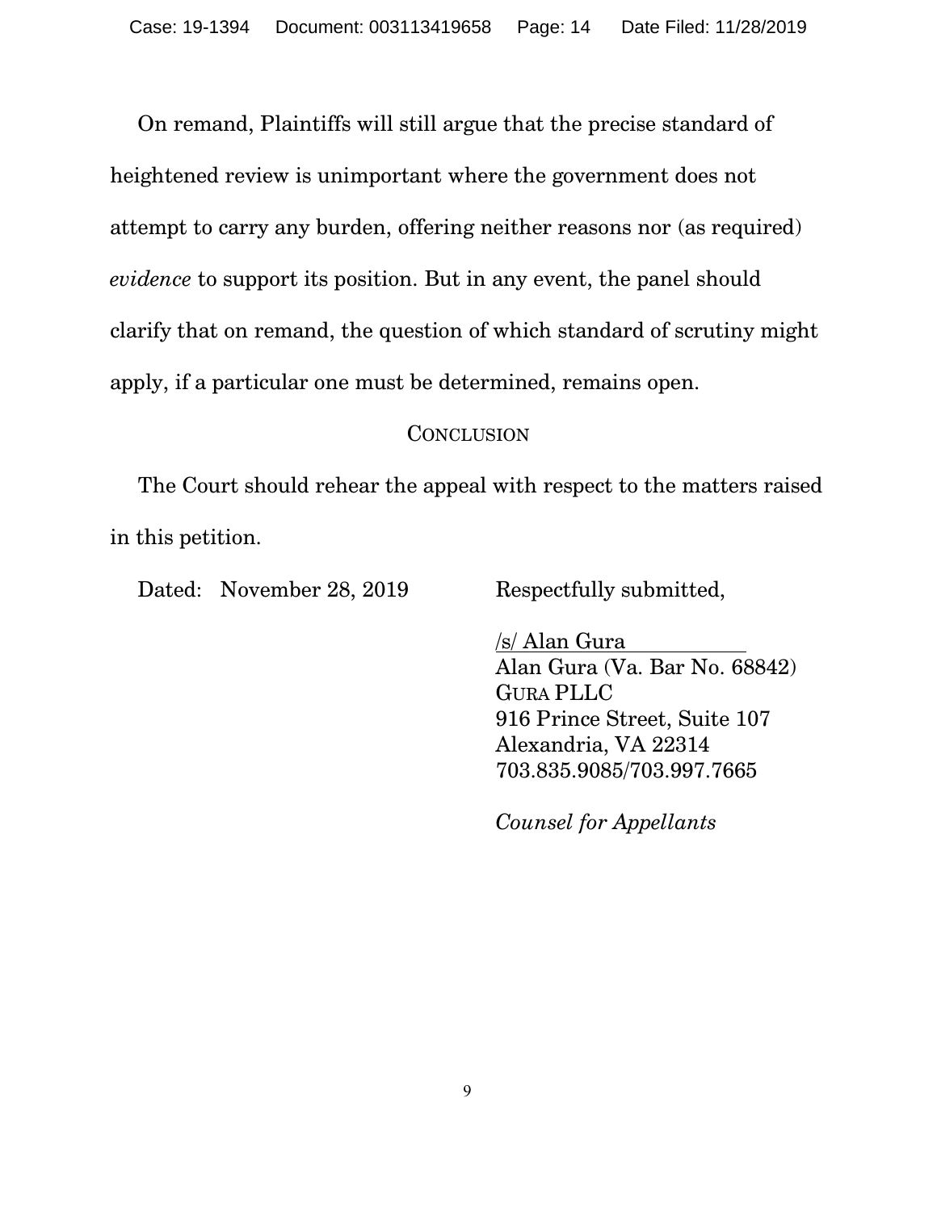On remand, Plaintiffs will still argue that the precise standard of heightened review is unimportant where the government does not attempt to carry any burden, offering neither reasons nor (as required) *evidence* to support its position. But in any event, the panel should clarify that on remand, the question of which standard of scrutiny might apply, if a particular one must be determined, remains open.

## Conclusion

The Court should rehear the appeal with respect to the matters raised in this petition.

Dated: November 28, 2019

Respectfully submitted,

/s/ Alan Gura
Alan Gura (Va. Bar No. 68842)
Gura PLLC
916 Prince Street, Suite 107
Alexandria, VA 22314
703.835.9085/703.997.7665

*Counsel for Appellants*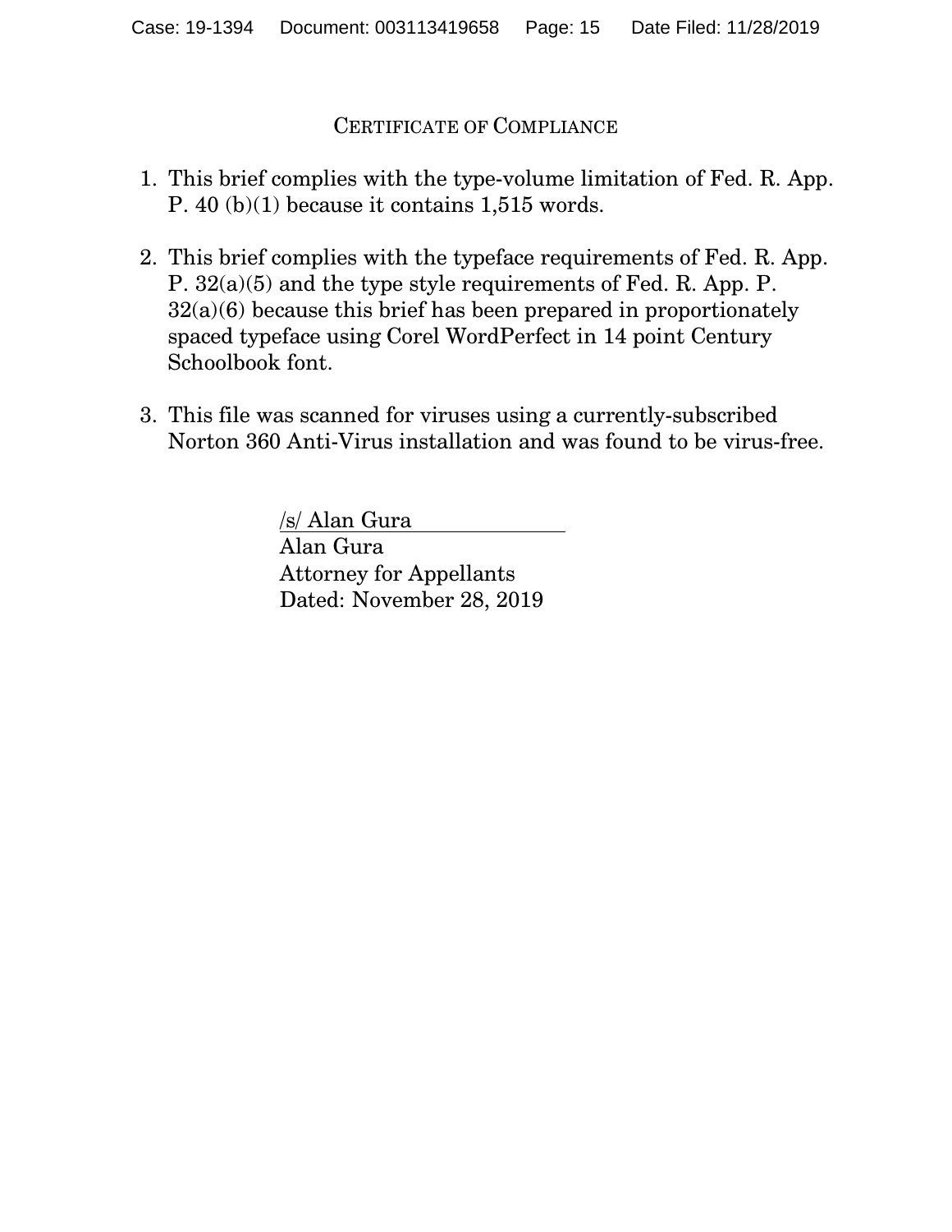## Certificate of Compliance

1. This brief complies with the type-volume limitation of Fed. R. App. P. 40 (b)(1) because it contains 1,515 words.

2. This brief complies with the typeface requirements of Fed. R. App. P. 32(a)(5) and the type style requirements of Fed. R. App. P. 32(a)(6) because this brief has been prepared in proportionately spaced typeface using Corel WordPerfect in 14 point Century Schoolbook font.

3. This file was scanned for viruses using a currently-subscribed Norton 360 Anti-Virus installation and was found to be virus-free.

/s/ Alan Gura
Alan Gura
Attorney for Appellants
Dated: November 28, 2019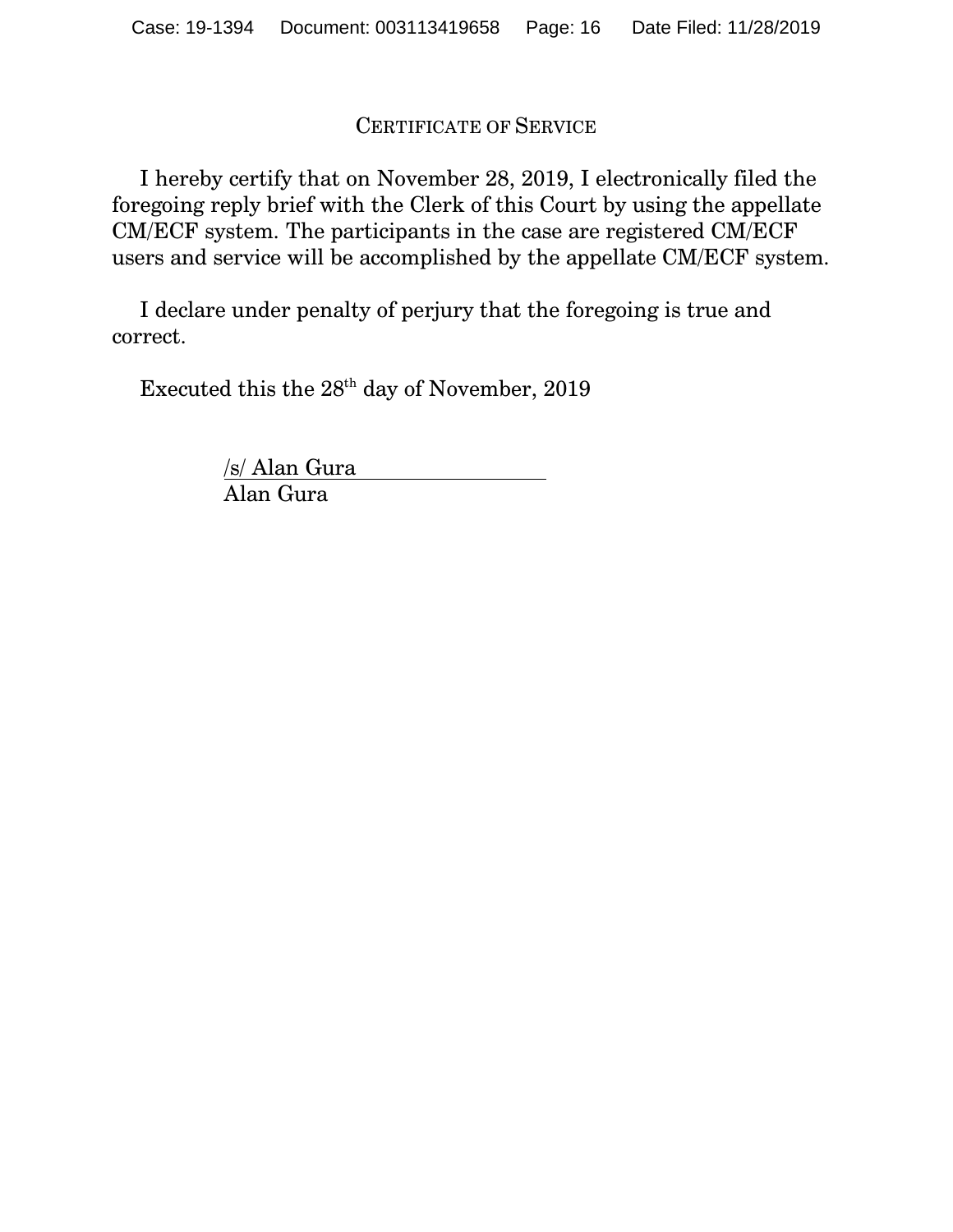## Certificate of Service

I hereby certify that on November 28, 2019, I electronically filed the foregoing reply brief with the Clerk of this Court by using the appellate CM/ECF system. The participants in the case are registered CM/ECF users and service will be accomplished by the appellate CM/ECF system.

I declare under penalty of perjury that the foregoing is true and correct.

Executed this the 28th day of November, 2019

/s/ Alan Gura
Alan Gura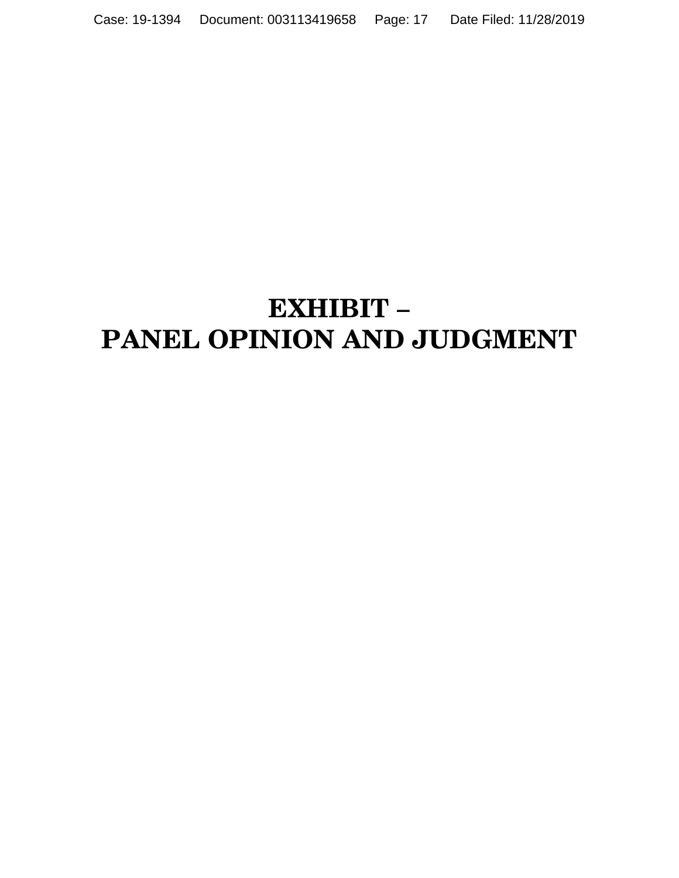# EXHIBIT –
# PANEL OPINION AND JUDGMENT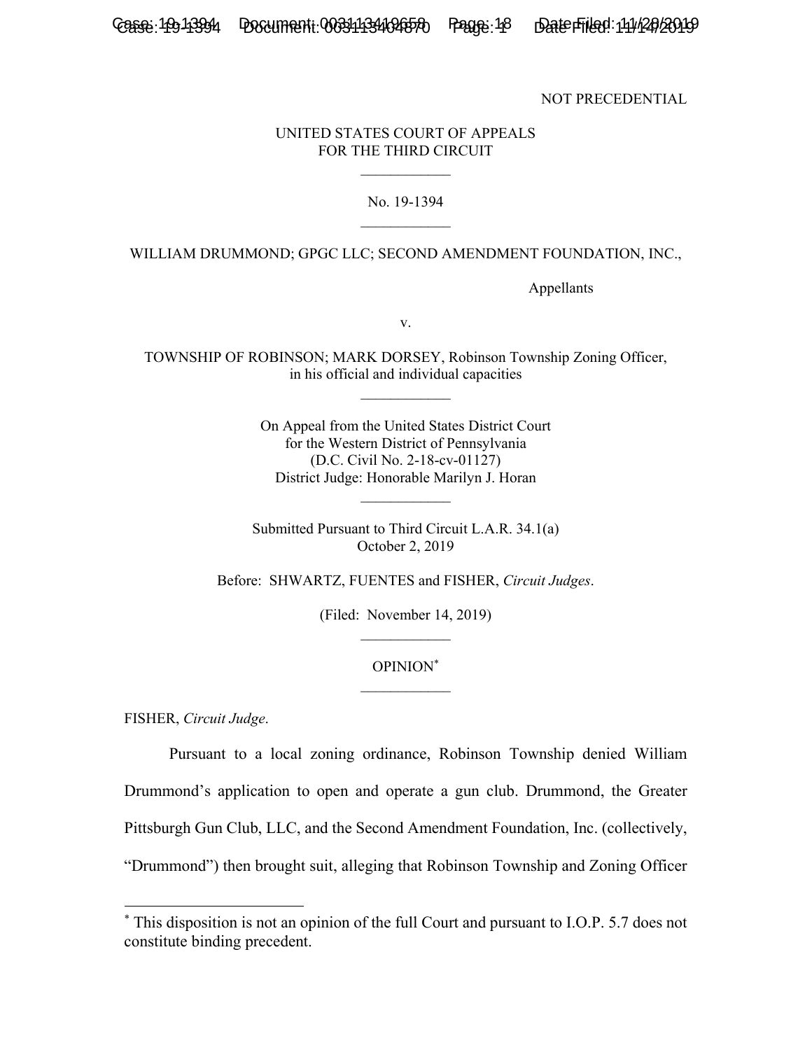NOT PRECEDENTIAL

UNITED STATES COURT OF APPEALS
FOR THE THIRD CIRCUIT

---

No. 19-1394

---

WILLIAM DRUMMOND; GPGC LLC; SECOND AMENDMENT FOUNDATION, INC.,

Appellants

v.

TOWNSHIP OF ROBINSON; MARK DORSEY, Robinson Township Zoning Officer, in his official and individual capacities

---

On Appeal from the United States District Court
for the Western District of Pennsylvania
(D.C. Civil No. 2-18-cv-01127)
District Judge: Honorable Marilyn J. Horan

---

Submitted Pursuant to Third Circuit L.A.R. 34.1(a)
October 2, 2019

Before: SHWARTZ, FUENTES and FISHER, *Circuit Judges*.

(Filed: November 14, 2019)

---

OPINION*

---

FISHER, *Circuit Judge*.

Pursuant to a local zoning ordinance, Robinson Township denied William Drummond's application to open and operate a gun club. Drummond, the Greater Pittsburgh Gun Club, LLC, and the Second Amendment Foundation, Inc. (collectively, "Drummond") then brought suit, alleging that Robinson Township and Zoning Officer

---

\* This disposition is not an opinion of the full Court and pursuant to I.O.P. 5.7 does not constitute binding precedent.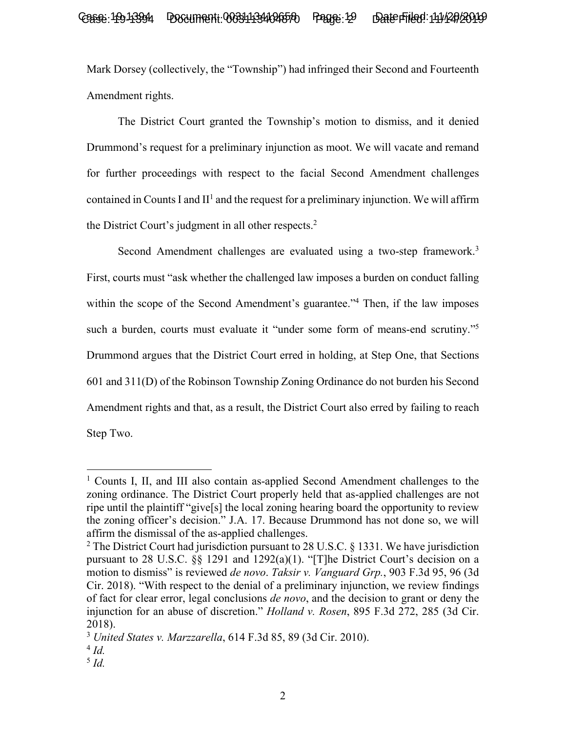Mark Dorsey (collectively, the "Township") had infringed their Second and Fourteenth Amendment rights.

The District Court granted the Township's motion to dismiss, and it denied Drummond's request for a preliminary injunction as moot. We will vacate and remand for further proceedings with respect to the facial Second Amendment challenges contained in Counts I and II[1] and the request for a preliminary injunction. We will affirm the District Court's judgment in all other respects.[2]

Second Amendment challenges are evaluated using a two-step framework.[3] First, courts must "ask whether the challenged law imposes a burden on conduct falling within the scope of the Second Amendment's guarantee."[4] Then, if the law imposes such a burden, courts must evaluate it "under some form of means-end scrutiny."[5] Drummond argues that the District Court erred in holding, at Step One, that Sections 601 and 311(D) of the Robinson Township Zoning Ordinance do not burden his Second Amendment rights and that, as a result, the District Court also erred by failing to reach Step Two.

---

[1] Counts I, II, and III also contain as-applied Second Amendment challenges to the zoning ordinance. The District Court properly held that as-applied challenges are not ripe until the plaintiff "give[s] the local zoning hearing board the opportunity to review the zoning officer's decision." J.A. 17. Because Drummond has not done so, we will affirm the dismissal of the as-applied challenges.

[2] The District Court had jurisdiction pursuant to 28 U.S.C. § 1331. We have jurisdiction pursuant to 28 U.S.C. §§ 1291 and 1292(a)(1). "[T]he District Court's decision on a motion to dismiss" is reviewed *de novo*. *Taksir v. Vanguard Grp.*, 903 F.3d 95, 96 (3d Cir. 2018). "With respect to the denial of a preliminary injunction, we review findings of fact for clear error, legal conclusions *de novo*, and the decision to grant or deny the injunction for an abuse of discretion." *Holland v. Rosen*, 895 F.3d 272, 285 (3d Cir. 2018).

[3] *United States v. Marzzarella*, 614 F.3d 85, 89 (3d Cir. 2010).

[4] *Id.*

[5] *Id.*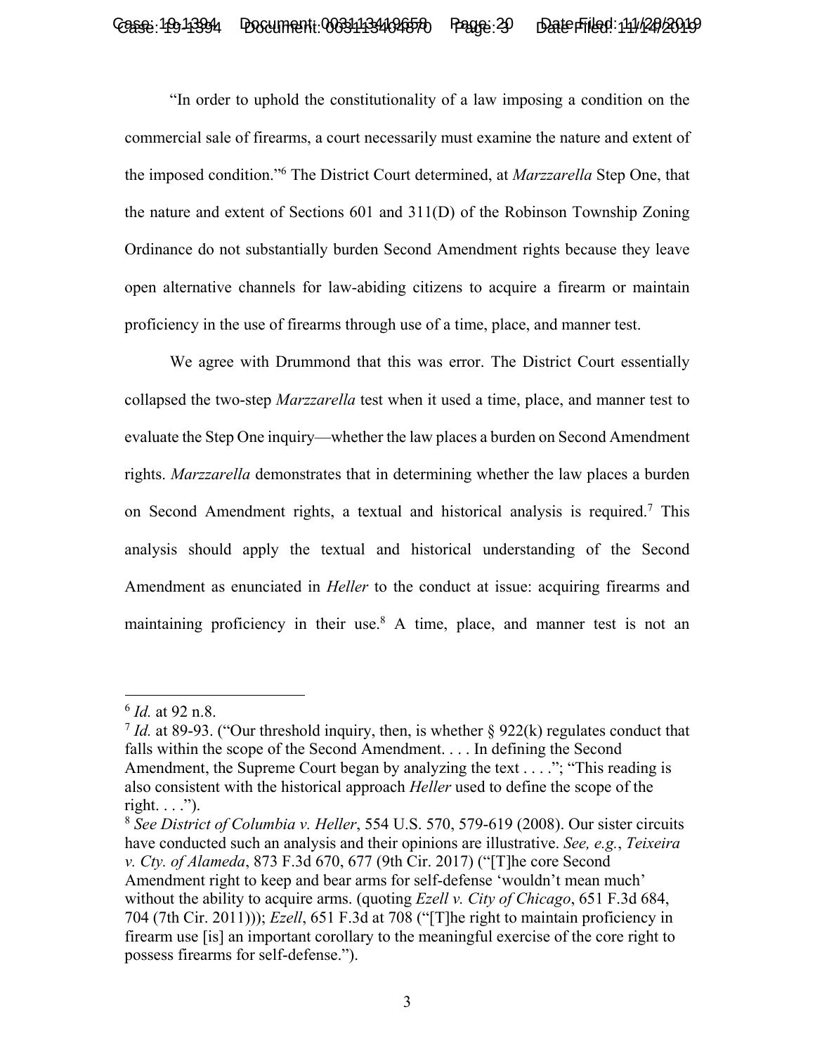"In order to uphold the constitutionality of a law imposing a condition on the commercial sale of firearms, a court necessarily must examine the nature and extent of the imposed condition."[6] The District Court determined, at *Marzzarella* Step One, that the nature and extent of Sections 601 and 311(D) of the Robinson Township Zoning Ordinance do not substantially burden Second Amendment rights because they leave open alternative channels for law-abiding citizens to acquire a firearm or maintain proficiency in the use of firearms through use of a time, place, and manner test.

We agree with Drummond that this was error. The District Court essentially collapsed the two-step *Marzzarella* test when it used a time, place, and manner test to evaluate the Step One inquiry—whether the law places a burden on Second Amendment rights. *Marzzarella* demonstrates that in determining whether the law places a burden on Second Amendment rights, a textual and historical analysis is required.[7] This analysis should apply the textual and historical understanding of the Second Amendment as enunciated in *Heller* to the conduct at issue: acquiring firearms and maintaining proficiency in their use.[8] A time, place, and manner test is not an

---

[6] *Id.* at 92 n.8.

[7] *Id.* at 89-93. ("Our threshold inquiry, then, is whether § 922(k) regulates conduct that falls within the scope of the Second Amendment. . . . In defining the Second Amendment, the Supreme Court began by analyzing the text . . . ."; "This reading is also consistent with the historical approach *Heller* used to define the scope of the right. . . .").

[8] *See District of Columbia v. Heller*, 554 U.S. 570, 579-619 (2008). Our sister circuits have conducted such an analysis and their opinions are illustrative. *See, e.g.*, *Teixeira v. Cty. of Alameda*, 873 F.3d 670, 677 (9th Cir. 2017) ("[T]he core Second Amendment right to keep and bear arms for self-defense 'wouldn't mean much' without the ability to acquire arms. (quoting *Ezell v. City of Chicago*, 651 F.3d 684, 704 (7th Cir. 2011))); *Ezell*, 651 F.3d at 708 ("[T]he right to maintain proficiency in firearm use [is] an important corollary to the meaningful exercise of the core right to possess firearms for self-defense.").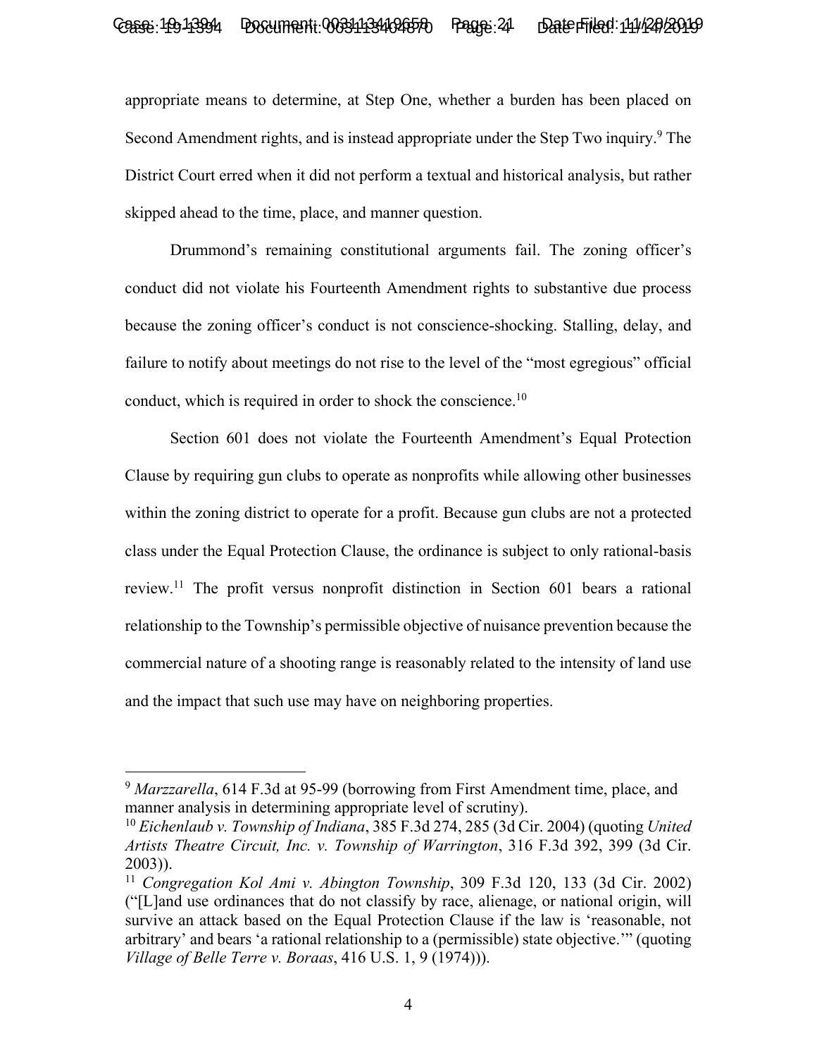appropriate means to determine, at Step One, whether a burden has been placed on Second Amendment rights, and is instead appropriate under the Step Two inquiry.[9] The District Court erred when it did not perform a textual and historical analysis, but rather skipped ahead to the time, place, and manner question.

Drummond's remaining constitutional arguments fail. The zoning officer's conduct did not violate his Fourteenth Amendment rights to substantive due process because the zoning officer's conduct is not conscience-shocking. Stalling, delay, and failure to notify about meetings do not rise to the level of the "most egregious" official conduct, which is required in order to shock the conscience.[10]

Section 601 does not violate the Fourteenth Amendment's Equal Protection Clause by requiring gun clubs to operate as nonprofits while allowing other businesses within the zoning district to operate for a profit. Because gun clubs are not a protected class under the Equal Protection Clause, the ordinance is subject to only rational-basis review.[11] The profit versus nonprofit distinction in Section 601 bears a rational relationship to the Township's permissible objective of nuisance prevention because the commercial nature of a shooting range is reasonably related to the intensity of land use and the impact that such use may have on neighboring properties.

---

[9] *Marzzarella*, 614 F.3d at 95-99 (borrowing from First Amendment time, place, and manner analysis in determining appropriate level of scrutiny).

[10] *Eichenlaub v. Township of Indiana*, 385 F.3d 274, 285 (3d Cir. 2004) (quoting *United Artists Theatre Circuit, Inc. v. Township of Warrington*, 316 F.3d 392, 399 (3d Cir. 2003)).

[11] *Congregation Kol Ami v. Abington Township*, 309 F.3d 120, 133 (3d Cir. 2002) ("[L]and use ordinances that do not classify by race, alienage, or national origin, will survive an attack based on the Equal Protection Clause if the law is 'reasonable, not arbitrary' and bears 'a rational relationship to a (permissible) state objective.'" (quoting *Village of Belle Terre v. Boraas*, 416 U.S. 1, 9 (1974))).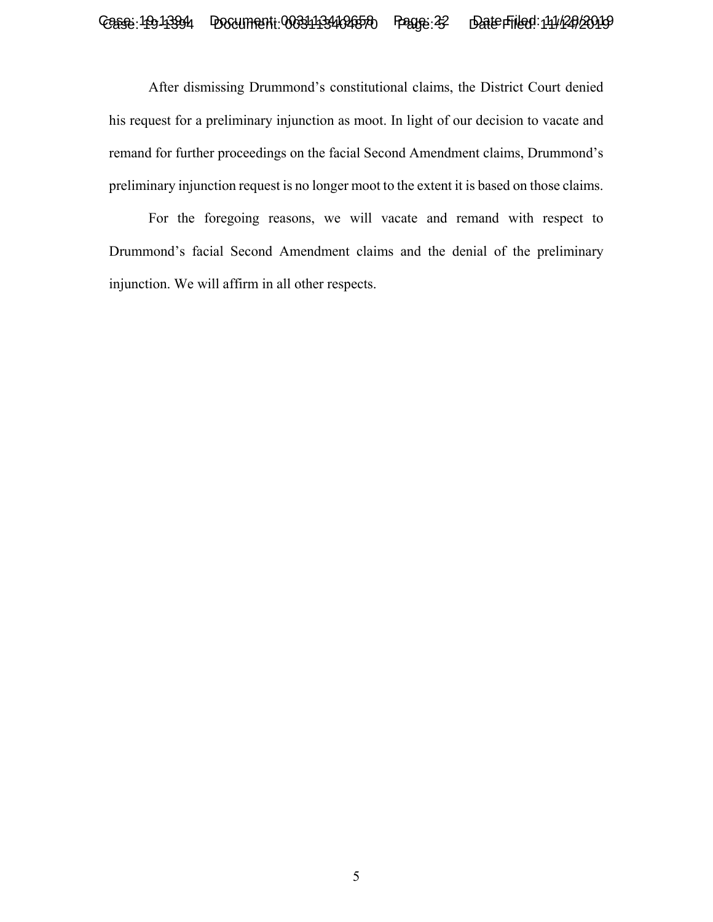After dismissing Drummond's constitutional claims, the District Court denied his request for a preliminary injunction as moot. In light of our decision to vacate and remand for further proceedings on the facial Second Amendment claims, Drummond's preliminary injunction request is no longer moot to the extent it is based on those claims.

For the foregoing reasons, we will vacate and remand with respect to Drummond's facial Second Amendment claims and the denial of the preliminary injunction. We will affirm in all other respects.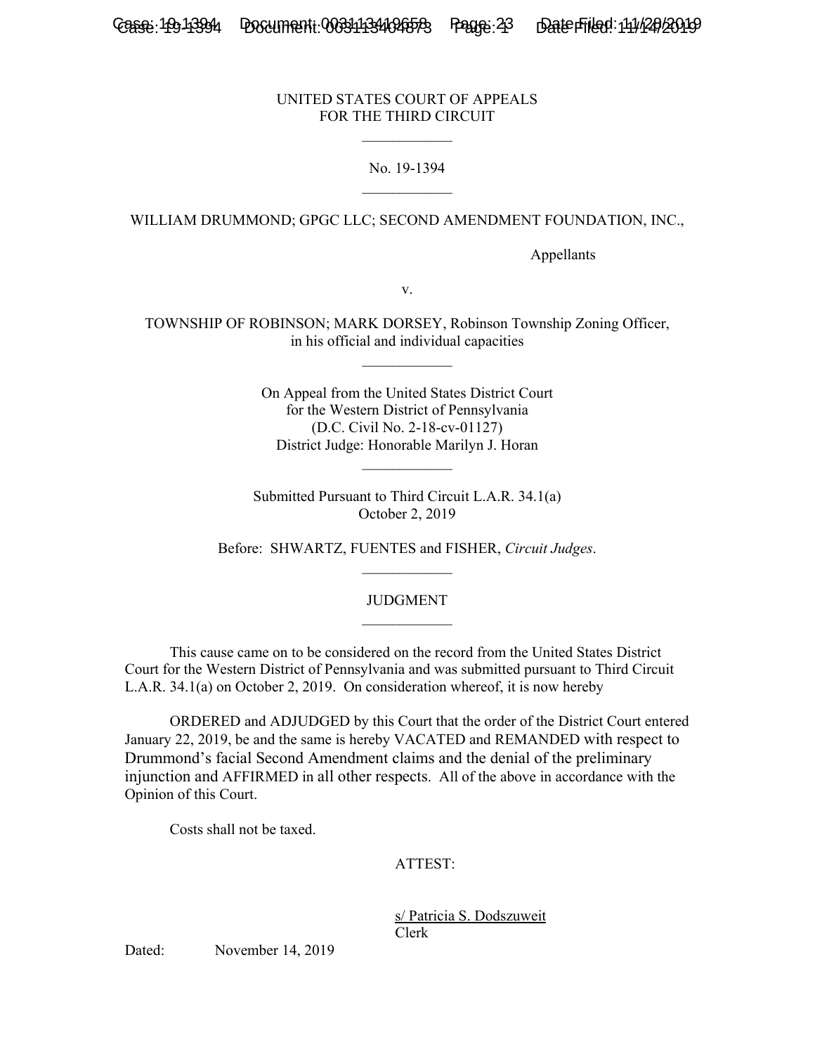UNITED STATES COURT OF APPEALS
FOR THE THIRD CIRCUIT

\_\_\_\_\_\_\_\_\_\_\_\_

No. 19-1394

\_\_\_\_\_\_\_\_\_\_\_\_

WILLIAM DRUMMOND; GPGC LLC; SECOND AMENDMENT FOUNDATION, INC.,

Appellants

v.

TOWNSHIP OF ROBINSON; MARK DORSEY, Robinson Township Zoning Officer, in his official and individual capacities

\_\_\_\_\_\_\_\_\_\_\_\_

On Appeal from the United States District Court
for the Western District of Pennsylvania
(D.C. Civil No. 2-18-cv-01127)
District Judge: Honorable Marilyn J. Horan

\_\_\_\_\_\_\_\_\_\_\_\_

Submitted Pursuant to Third Circuit L.A.R. 34.1(a)
October 2, 2019

Before: SHWARTZ, FUENTES and FISHER, *Circuit Judges*.

\_\_\_\_\_\_\_\_\_\_\_\_

JUDGMENT

\_\_\_\_\_\_\_\_\_\_\_\_

This cause came on to be considered on the record from the United States District Court for the Western District of Pennsylvania and was submitted pursuant to Third Circuit L.A.R. 34.1(a) on October 2, 2019. On consideration whereof, it is now hereby

ORDERED and ADJUDGED by this Court that the order of the District Court entered January 22, 2019, be and the same is hereby VACATED and REMANDED with respect to Drummond's facial Second Amendment claims and the denial of the preliminary injunction and AFFIRMED in all other respects. All of the above in accordance with the Opinion of this Court.

Costs shall not be taxed.

ATTEST:

s/ Patricia S. Dodszuweit
Clerk

Dated: November 14, 2019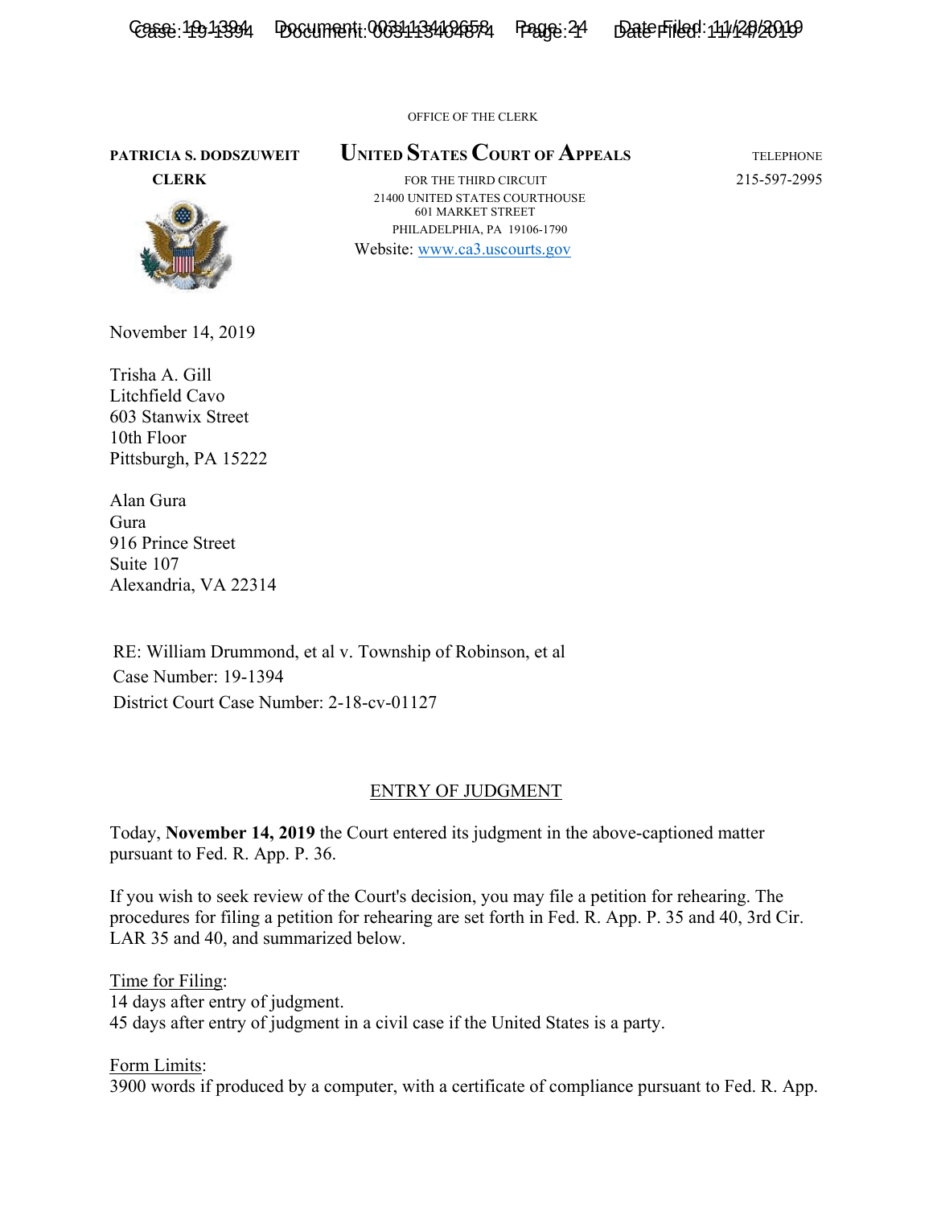OFFICE OF THE CLERK

**PATRICIA S. DODSZUWEIT**
**CLERK**

**UNITED STATES COURT OF APPEALS**
FOR THE THIRD CIRCUIT
21400 UNITED STATES COURTHOUSE
601 MARKET STREET
PHILADELPHIA, PA 19106-1790
Website: www.ca3.uscourts.gov

TELEPHONE
215-597-2995

November 14, 2019

Trisha A. Gill
Litchfield Cavo
603 Stanwix Street
10th Floor
Pittsburgh, PA 15222

Alan Gura
Gura
916 Prince Street
Suite 107
Alexandria, VA 22314

RE: William Drummond, et al v. Township of Robinson, et al
Case Number: 19-1394
District Court Case Number: 2-18-cv-01127

## ENTRY OF JUDGMENT

Today, **November 14, 2019** the Court entered its judgment in the above-captioned matter pursuant to Fed. R. App. P. 36.

If you wish to seek review of the Court's decision, you may file a petition for rehearing. The procedures for filing a petition for rehearing are set forth in Fed. R. App. P. 35 and 40, 3rd Cir. LAR 35 and 40, and summarized below.

Time for Filing:
14 days after entry of judgment.
45 days after entry of judgment in a civil case if the United States is a party.

Form Limits:
3900 words if produced by a computer, with a certificate of compliance pursuant to Fed. R. App.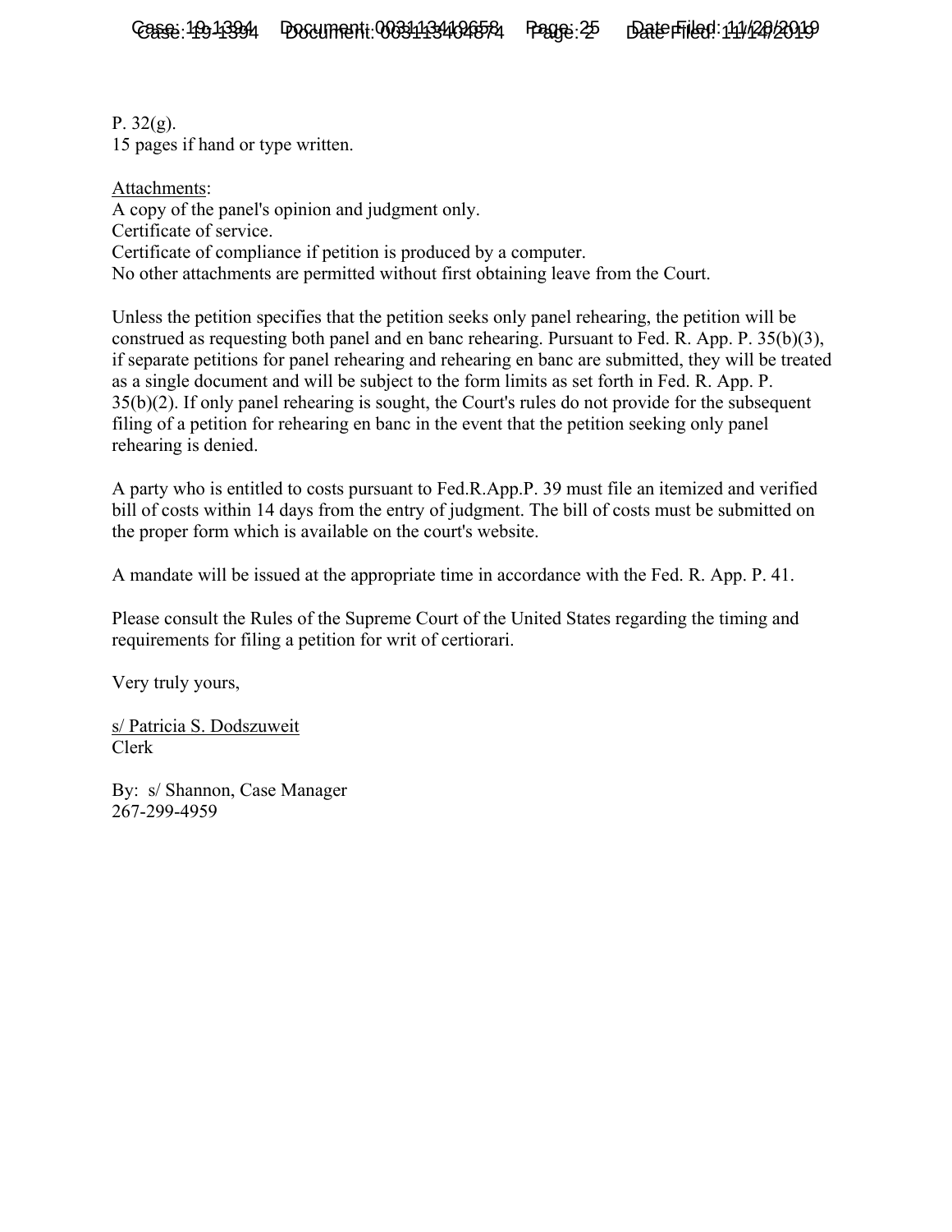P. 32(g).
15 pages if hand or type written.

Attachments:
A copy of the panel's opinion and judgment only.
Certificate of service.
Certificate of compliance if petition is produced by a computer.
No other attachments are permitted without first obtaining leave from the Court.

Unless the petition specifies that the petition seeks only panel rehearing, the petition will be construed as requesting both panel and en banc rehearing. Pursuant to Fed. R. App. P. 35(b)(3), if separate petitions for panel rehearing and rehearing en banc are submitted, they will be treated as a single document and will be subject to the form limits as set forth in Fed. R. App. P. 35(b)(2). If only panel rehearing is sought, the Court's rules do not provide for the subsequent filing of a petition for rehearing en banc in the event that the petition seeking only panel rehearing is denied.

A party who is entitled to costs pursuant to Fed.R.App.P. 39 must file an itemized and verified bill of costs within 14 days from the entry of judgment. The bill of costs must be submitted on the proper form which is available on the court's website.

A mandate will be issued at the appropriate time in accordance with the Fed. R. App. P. 41.

Please consult the Rules of the Supreme Court of the United States regarding the timing and requirements for filing a petition for writ of certiorari.

Very truly yours,

s/ Patricia S. Dodszuweit
Clerk

By: s/ Shannon, Case Manager
267-299-4959